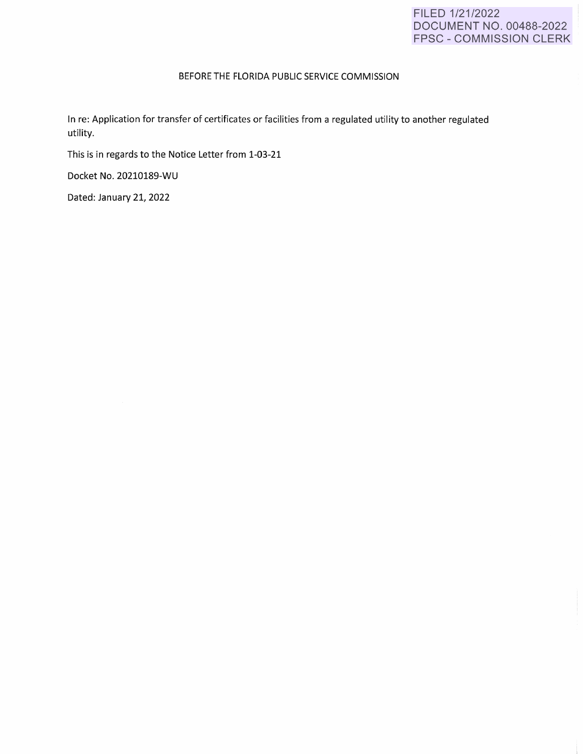FILED 1/21/2022
DOCUMENT NO. 00488-2022
FPSC - COMMISSION CLERK

BEFORE THE FLORIDA PUBLIC SERVICE COMMISSION

In re: Application for transfer of certificates or facilities from a regulated utility to another regulated utility.

This is in regards to the Notice Letter from 1-03-21

Docket No. 20210189-WU

Dated: January 21, 2022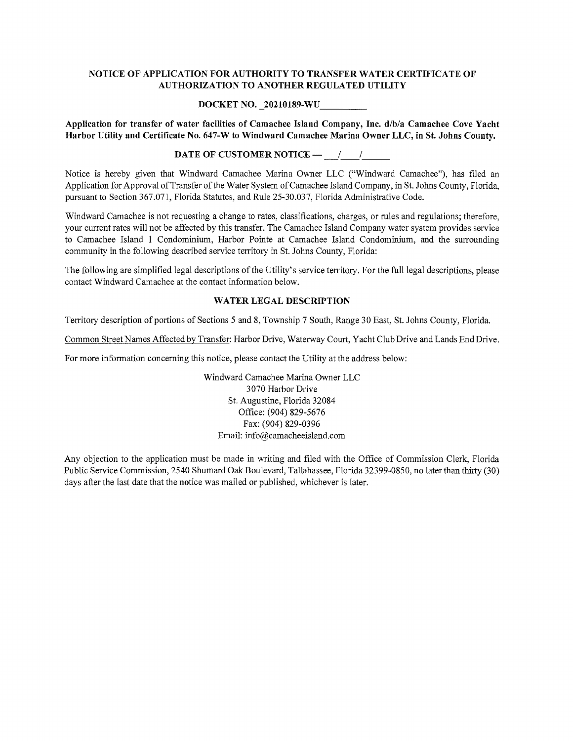**NOTICE OF APPLICATION FOR AUTHORITY TO TRANSFER WATER CERTIFICATE OF AUTHORIZATION TO ANOTHER REGULATED UTILITY**

**DOCKET NO. _20210189-WU__________**

**Application for transfer of water facilities of Camachee Island Company, Inc. d/b/a Camachee Cove Yacht Harbor Utility and Certificate No. 647-W to Windward Camachee Marina Owner LLC, in St. Johns County.**

**DATE OF CUSTOMER NOTICE — ___/___/______**

Notice is hereby given that Windward Camachee Marina Owner LLC ("Windward Camachee"), has filed an Application for Approval of Transfer of the Water System of Camachee Island Company, in St. Johns County, Florida, pursuant to Section 367.071, Florida Statutes, and Rule 25-30.037, Florida Administrative Code.

Windward Camachee is not requesting a change to rates, classifications, charges, or rules and regulations; therefore, your current rates will not be affected by this transfer. The Camachee Island Company water system provides service to Camachee Island 1 Condominium, Harbor Pointe at Camachee Island Condominium, and the surrounding community in the following described service territory in St. Johns County, Florida:

The following are simplified legal descriptions of the Utility's service territory. For the full legal descriptions, please contact Windward Camachee at the contact information below.

**WATER LEGAL DESCRIPTION**

Territory description of portions of Sections 5 and 8, Township 7 South, Range 30 East, St. Johns County, Florida.

Common Street Names Affected by Transfer: Harbor Drive, Waterway Court, Yacht Club Drive and Lands End Drive.

For more information concerning this notice, please contact the Utility at the address below:

Windward Camachee Marina Owner LLC
3070 Harbor Drive
St. Augustine, Florida 32084
Office: (904) 829-5676
Fax: (904) 829-0396
Email: info@camacheeisland.com

Any objection to the application must be made in writing and filed with the Office of Commission Clerk, Florida Public Service Commission, 2540 Shumard Oak Boulevard, Tallahassee, Florida 32399-0850, no later than thirty (30) days after the last date that the notice was mailed or published, whichever is later.